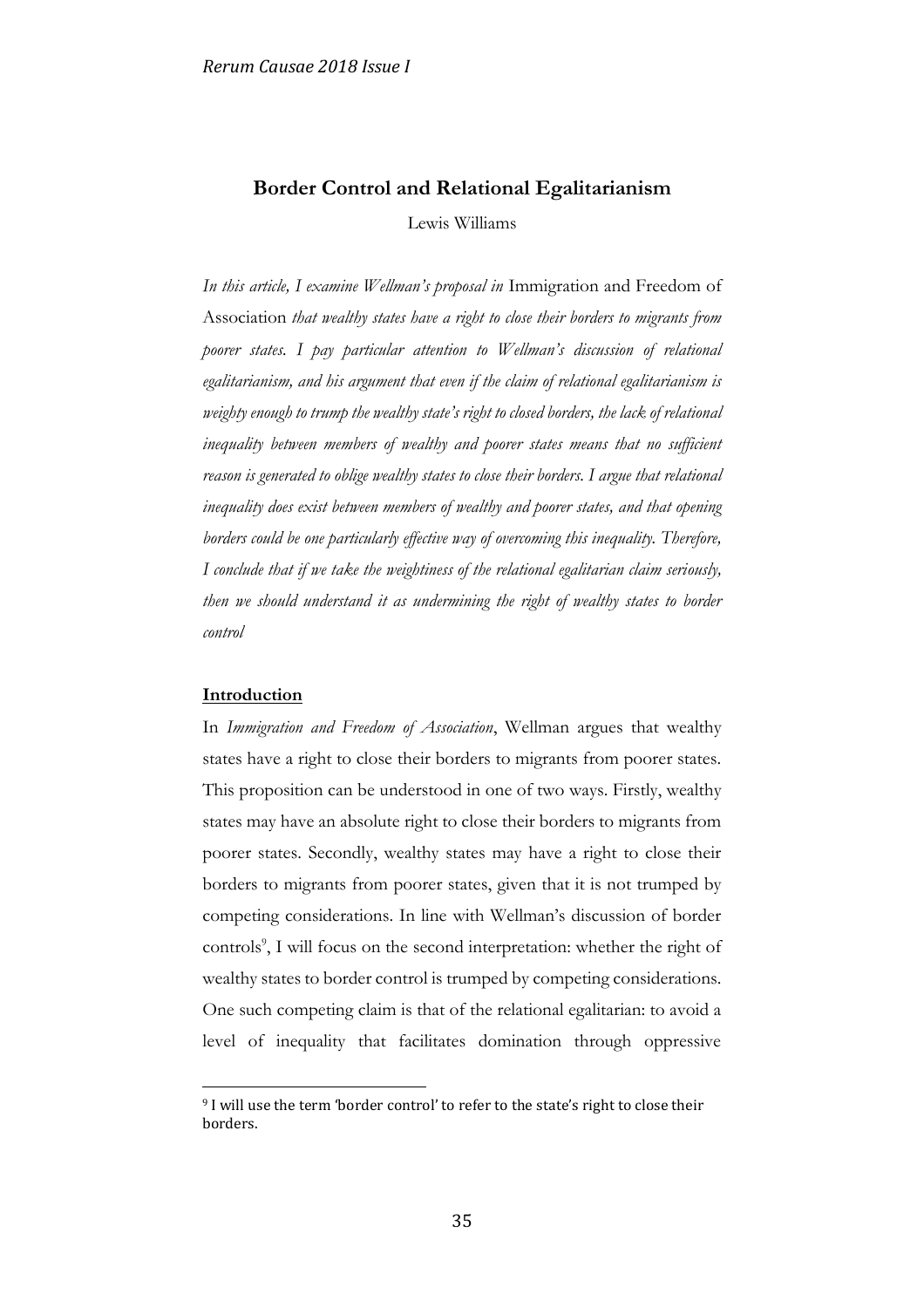# Border Control and Relational Egalitarianism

Lewis Williams

*In this article, I examine Wellman's proposal in* Immigration and Freedom of Association *that wealthy states have a right to close their borders to migrants from poorer states. I pay particular attention to Wellman's discussion of relational egalitarianism, and his argument that even if the claim of relational egalitarianism is weighty enough to trump the wealthy state's right to closed borders, the lack of relational inequality between members of wealthy and poorer states means that no sufficient reason is generated to oblige wealthy states to close their borders. I argue that relational inequality does exist between members of wealthy and poorer states, and that opening borders could be one particularly effective way of overcoming this inequality. Therefore, I conclude that if we take the weightiness of the relational egalitarian claim seriously, then we should understand it as undermining the right of wealthy states to border control*

## Introduction

In *Immigration and Freedom of Association*, Wellman argues that wealthy states have a right to close their borders to migrants from poorer states. This proposition can be understood in one of two ways. Firstly, wealthy states may have an absolute right to close their borders to migrants from poorer states. Secondly, wealthy states may have a right to close their borders to migrants from poorer states, given that it is not trumped by competing considerations. In line with Wellman's discussion of border controls[9], I will focus on the second interpretation: whether the right of wealthy states to border control is trumped by competing considerations. One such competing claim is that of the relational egalitarian: to avoid a level of inequality that facilitates domination through oppressive

[9] I will use the term 'border control' to refer to the state's right to close their borders.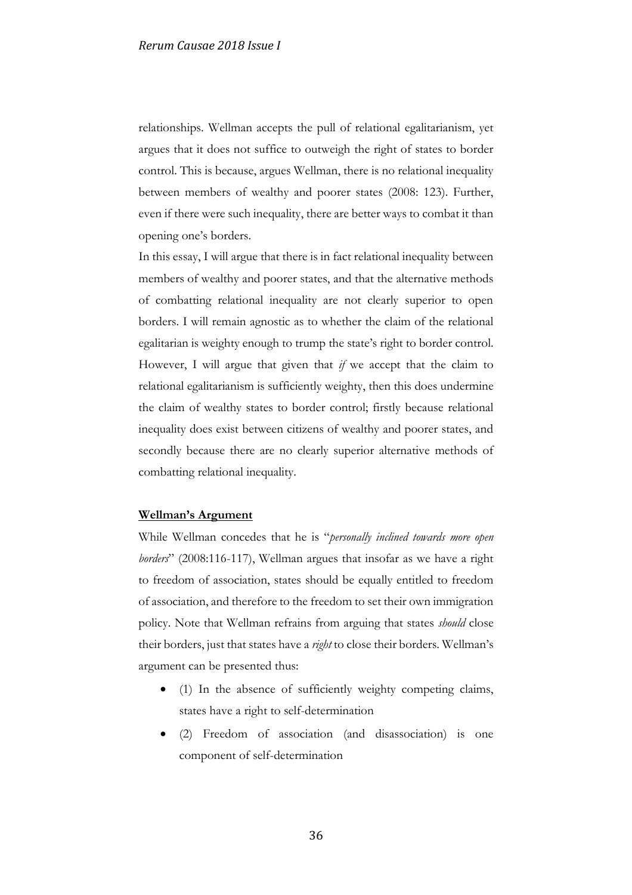relationships. Wellman accepts the pull of relational egalitarianism, yet argues that it does not suffice to outweigh the right of states to border control. This is because, argues Wellman, there is no relational inequality between members of wealthy and poorer states (2008: 123). Further, even if there were such inequality, there are better ways to combat it than opening one's borders.

In this essay, I will argue that there is in fact relational inequality between members of wealthy and poorer states, and that the alternative methods of combatting relational inequality are not clearly superior to open borders. I will remain agnostic as to whether the claim of the relational egalitarian is weighty enough to trump the state's right to border control. However, I will argue that given that *if* we accept that the claim to relational egalitarianism is sufficiently weighty, then this does undermine the claim of wealthy states to border control; firstly because relational inequality does exist between citizens of wealthy and poorer states, and secondly because there are no clearly superior alternative methods of combatting relational inequality.

**Wellman's Argument**

While Wellman concedes that he is "*personally inclined towards more open borders*" (2008:116-117), Wellman argues that insofar as we have a right to freedom of association, states should be equally entitled to freedom of association, and therefore to the freedom to set their own immigration policy. Note that Wellman refrains from arguing that states *should* close their borders, just that states have a *right* to close their borders. Wellman's argument can be presented thus:

- (1) In the absence of sufficiently weighty competing claims, states have a right to self-determination
- (2) Freedom of association (and disassociation) is one component of self-determination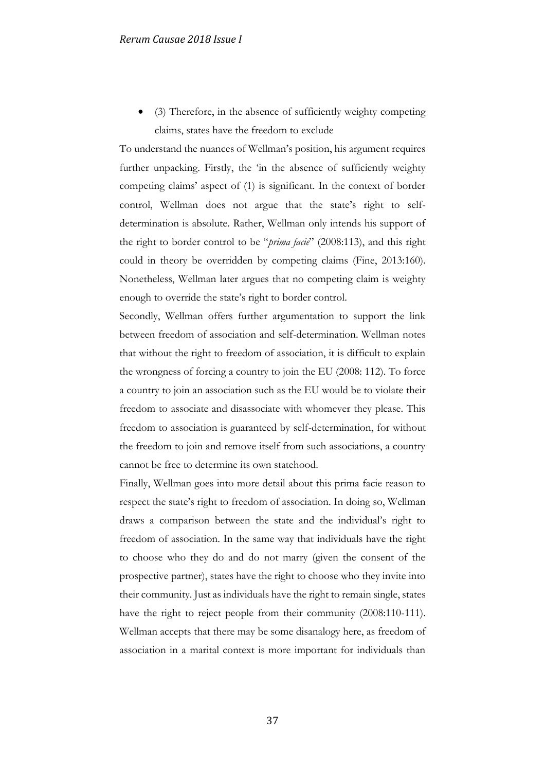- (3) Therefore, in the absence of sufficiently weighty competing claims, states have the freedom to exclude

To understand the nuances of Wellman's position, his argument requires further unpacking. Firstly, the 'in the absence of sufficiently weighty competing claims' aspect of (1) is significant. In the context of border control, Wellman does not argue that the state's right to self-determination is absolute. Rather, Wellman only intends his support of the right to border control to be "*prima facie*" (2008:113), and this right could in theory be overridden by competing claims (Fine, 2013:160). Nonetheless, Wellman later argues that no competing claim is weighty enough to override the state's right to border control.

Secondly, Wellman offers further argumentation to support the link between freedom of association and self-determination. Wellman notes that without the right to freedom of association, it is difficult to explain the wrongness of forcing a country to join the EU (2008: 112). To force a country to join an association such as the EU would be to violate their freedom to associate and disassociate with whomever they please. This freedom to association is guaranteed by self-determination, for without the freedom to join and remove itself from such associations, a country cannot be free to determine its own statehood.

Finally, Wellman goes into more detail about this prima facie reason to respect the state's right to freedom of association. In doing so, Wellman draws a comparison between the state and the individual's right to freedom of association. In the same way that individuals have the right to choose who they do and do not marry (given the consent of the prospective partner), states have the right to choose who they invite into their community. Just as individuals have the right to remain single, states have the right to reject people from their community (2008:110-111). Wellman accepts that there may be some disanalogy here, as freedom of association in a marital context is more important for individuals than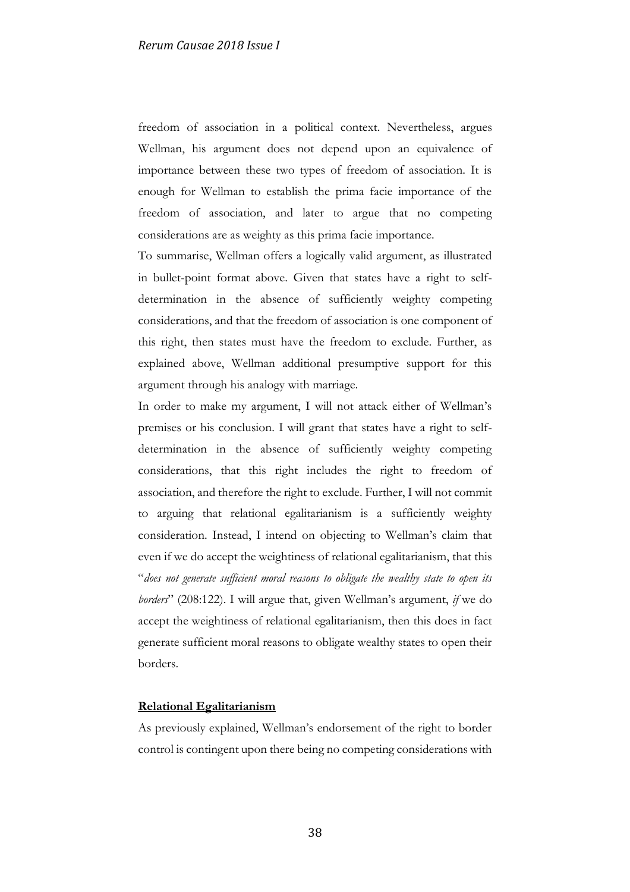freedom of association in a political context. Nevertheless, argues Wellman, his argument does not depend upon an equivalence of importance between these two types of freedom of association. It is enough for Wellman to establish the prima facie importance of the freedom of association, and later to argue that no competing considerations are as weighty as this prima facie importance.

To summarise, Wellman offers a logically valid argument, as illustrated in bullet-point format above. Given that states have a right to self-determination in the absence of sufficiently weighty competing considerations, and that the freedom of association is one component of this right, then states must have the freedom to exclude. Further, as explained above, Wellman additional presumptive support for this argument through his analogy with marriage.

In order to make my argument, I will not attack either of Wellman's premises or his conclusion. I will grant that states have a right to self-determination in the absence of sufficiently weighty competing considerations, that this right includes the right to freedom of association, and therefore the right to exclude. Further, I will not commit to arguing that relational egalitarianism is a sufficiently weighty consideration. Instead, I intend on objecting to Wellman's claim that even if we do accept the weightiness of relational egalitarianism, that this "*does not generate sufficient moral reasons to obligate the wealthy state to open its borders*" (208:122). I will argue that, given Wellman's argument, *if* we do accept the weightiness of relational egalitarianism, then this does in fact generate sufficient moral reasons to obligate wealthy states to open their borders.

**Relational Egalitarianism**

As previously explained, Wellman's endorsement of the right to border control is contingent upon there being no competing considerations with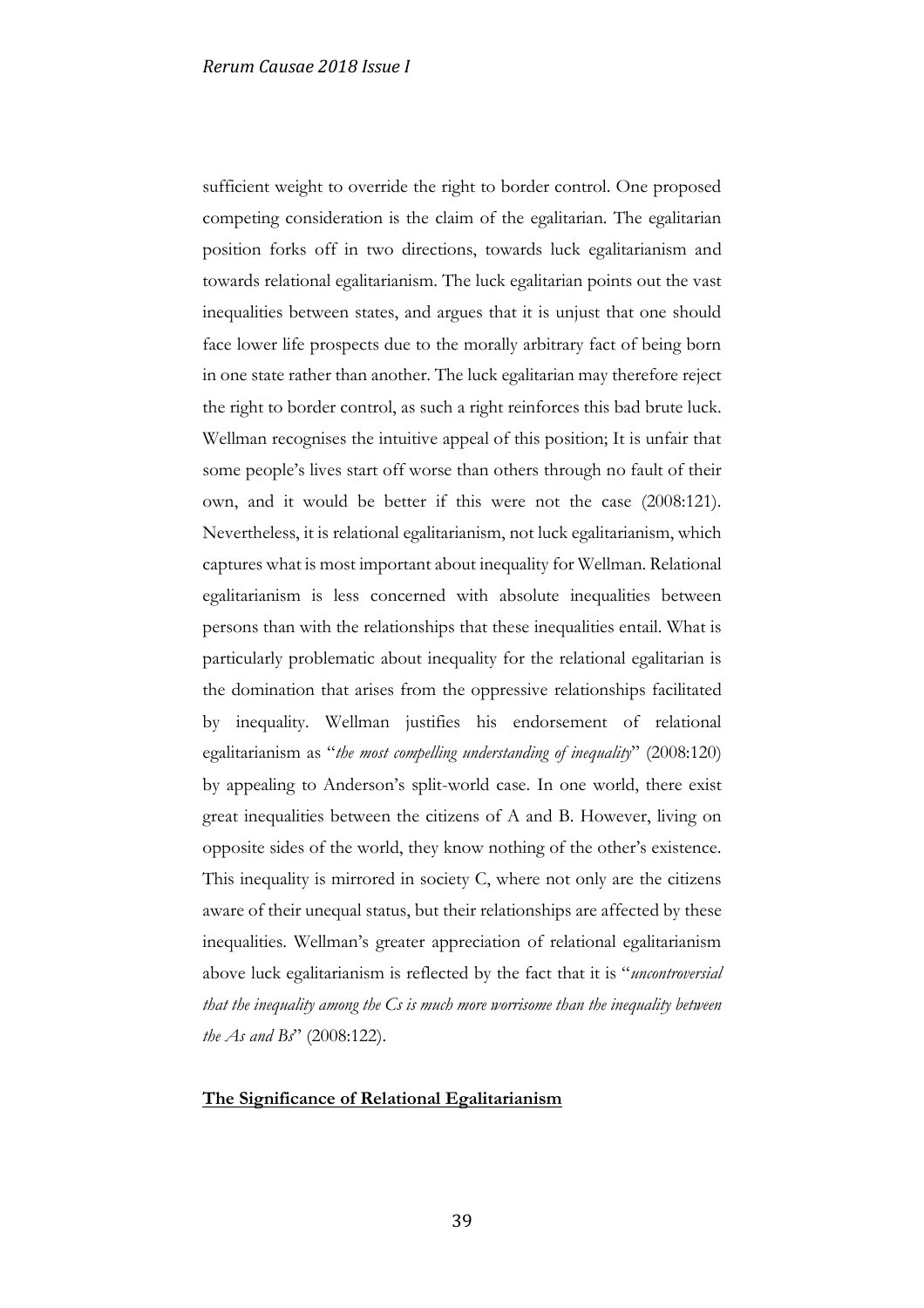sufficient weight to override the right to border control. One proposed competing consideration is the claim of the egalitarian. The egalitarian position forks off in two directions, towards luck egalitarianism and towards relational egalitarianism. The luck egalitarian points out the vast inequalities between states, and argues that it is unjust that one should face lower life prospects due to the morally arbitrary fact of being born in one state rather than another. The luck egalitarian may therefore reject the right to border control, as such a right reinforces this bad brute luck. Wellman recognises the intuitive appeal of this position; It is unfair that some people's lives start off worse than others through no fault of their own, and it would be better if this were not the case (2008:121). Nevertheless, it is relational egalitarianism, not luck egalitarianism, which captures what is most important about inequality for Wellman. Relational egalitarianism is less concerned with absolute inequalities between persons than with the relationships that these inequalities entail. What is particularly problematic about inequality for the relational egalitarian is the domination that arises from the oppressive relationships facilitated by inequality. Wellman justifies his endorsement of relational egalitarianism as "*the most compelling understanding of inequality*" (2008:120) by appealing to Anderson's split-world case. In one world, there exist great inequalities between the citizens of A and B. However, living on opposite sides of the world, they know nothing of the other's existence. This inequality is mirrored in society C, where not only are the citizens aware of their unequal status, but their relationships are affected by these inequalities. Wellman's greater appreciation of relational egalitarianism above luck egalitarianism is reflected by the fact that it is "*uncontroversial that the inequality among the Cs is much more worrisome than the inequality between the As and Bs*" (2008:122).

**The Significance of Relational Egalitarianism**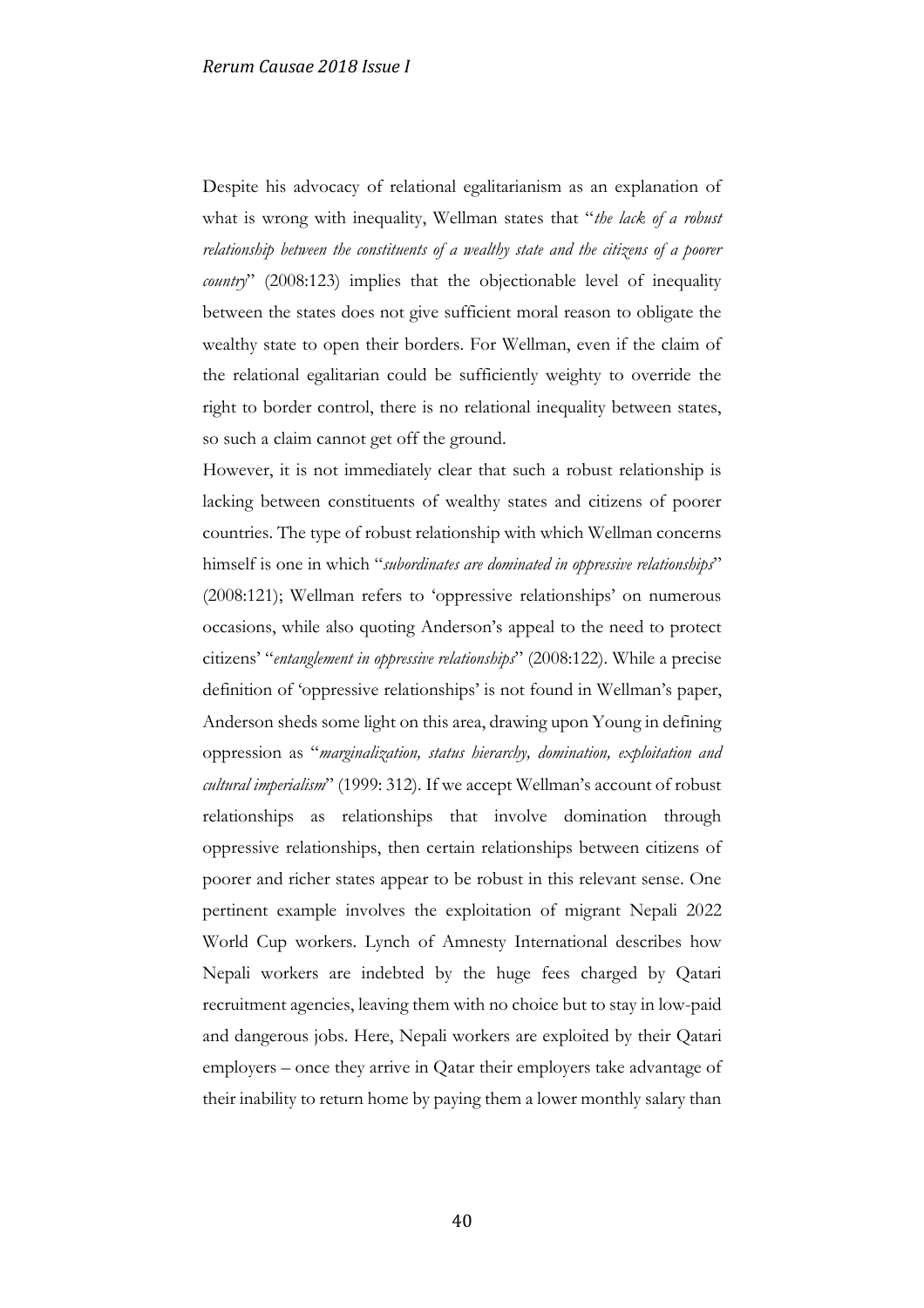Despite his advocacy of relational egalitarianism as an explanation of what is wrong with inequality, Wellman states that "*the lack of a robust relationship between the constituents of a wealthy state and the citizens of a poorer country*" (2008:123) implies that the objectionable level of inequality between the states does not give sufficient moral reason to obligate the wealthy state to open their borders. For Wellman, even if the claim of the relational egalitarian could be sufficiently weighty to override the right to border control, there is no relational inequality between states, so such a claim cannot get off the ground.

However, it is not immediately clear that such a robust relationship is lacking between constituents of wealthy states and citizens of poorer countries. The type of robust relationship with which Wellman concerns himself is one in which "*subordinates are dominated in oppressive relationships*" (2008:121); Wellman refers to 'oppressive relationships' on numerous occasions, while also quoting Anderson's appeal to the need to protect citizens' "*entanglement in oppressive relationships*" (2008:122). While a precise definition of 'oppressive relationships' is not found in Wellman's paper, Anderson sheds some light on this area, drawing upon Young in defining oppression as "*marginalization, status hierarchy, domination, exploitation and cultural imperialism*" (1999: 312). If we accept Wellman's account of robust relationships as relationships that involve domination through oppressive relationships, then certain relationships between citizens of poorer and richer states appear to be robust in this relevant sense. One pertinent example involves the exploitation of migrant Nepali 2022 World Cup workers. Lynch of Amnesty International describes how Nepali workers are indebted by the huge fees charged by Qatari recruitment agencies, leaving them with no choice but to stay in low-paid and dangerous jobs. Here, Nepali workers are exploited by their Qatari employers – once they arrive in Qatar their employers take advantage of their inability to return home by paying them a lower monthly salary than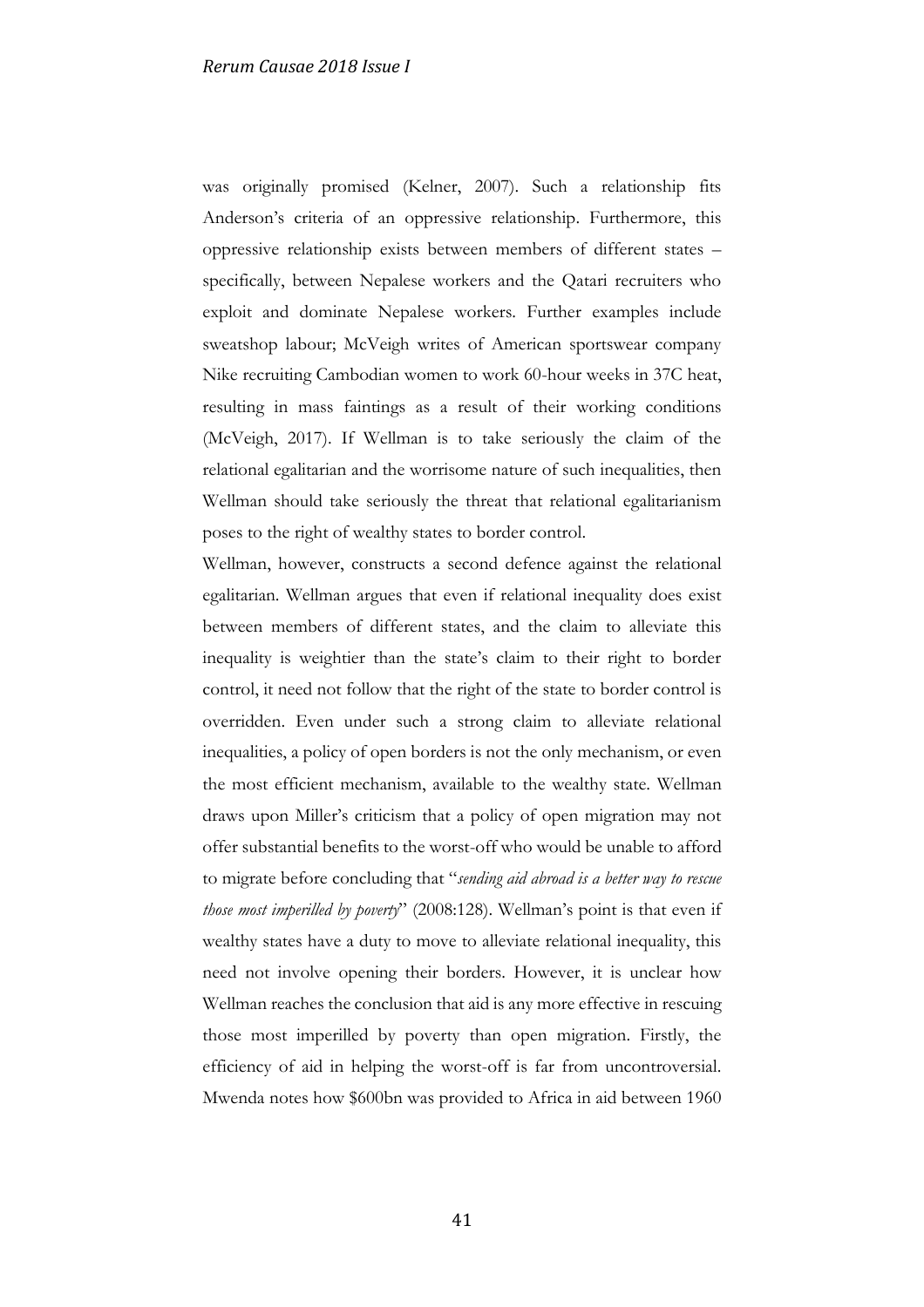was originally promised (Kelner, 2007). Such a relationship fits Anderson's criteria of an oppressive relationship. Furthermore, this oppressive relationship exists between members of different states – specifically, between Nepalese workers and the Qatari recruiters who exploit and dominate Nepalese workers. Further examples include sweatshop labour; McVeigh writes of American sportswear company Nike recruiting Cambodian women to work 60-hour weeks in 37C heat, resulting in mass faintings as a result of their working conditions (McVeigh, 2017). If Wellman is to take seriously the claim of the relational egalitarian and the worrisome nature of such inequalities, then Wellman should take seriously the threat that relational egalitarianism poses to the right of wealthy states to border control.

Wellman, however, constructs a second defence against the relational egalitarian. Wellman argues that even if relational inequality does exist between members of different states, and the claim to alleviate this inequality is weightier than the state's claim to their right to border control, it need not follow that the right of the state to border control is overridden. Even under such a strong claim to alleviate relational inequalities, a policy of open borders is not the only mechanism, or even the most efficient mechanism, available to the wealthy state. Wellman draws upon Miller's criticism that a policy of open migration may not offer substantial benefits to the worst-off who would be unable to afford to migrate before concluding that "*sending aid abroad is a better way to rescue those most imperilled by poverty*" (2008:128). Wellman's point is that even if wealthy states have a duty to move to alleviate relational inequality, this need not involve opening their borders. However, it is unclear how Wellman reaches the conclusion that aid is any more effective in rescuing those most imperilled by poverty than open migration. Firstly, the efficiency of aid in helping the worst-off is far from uncontroversial. Mwenda notes how $600bn was provided to Africa in aid between 1960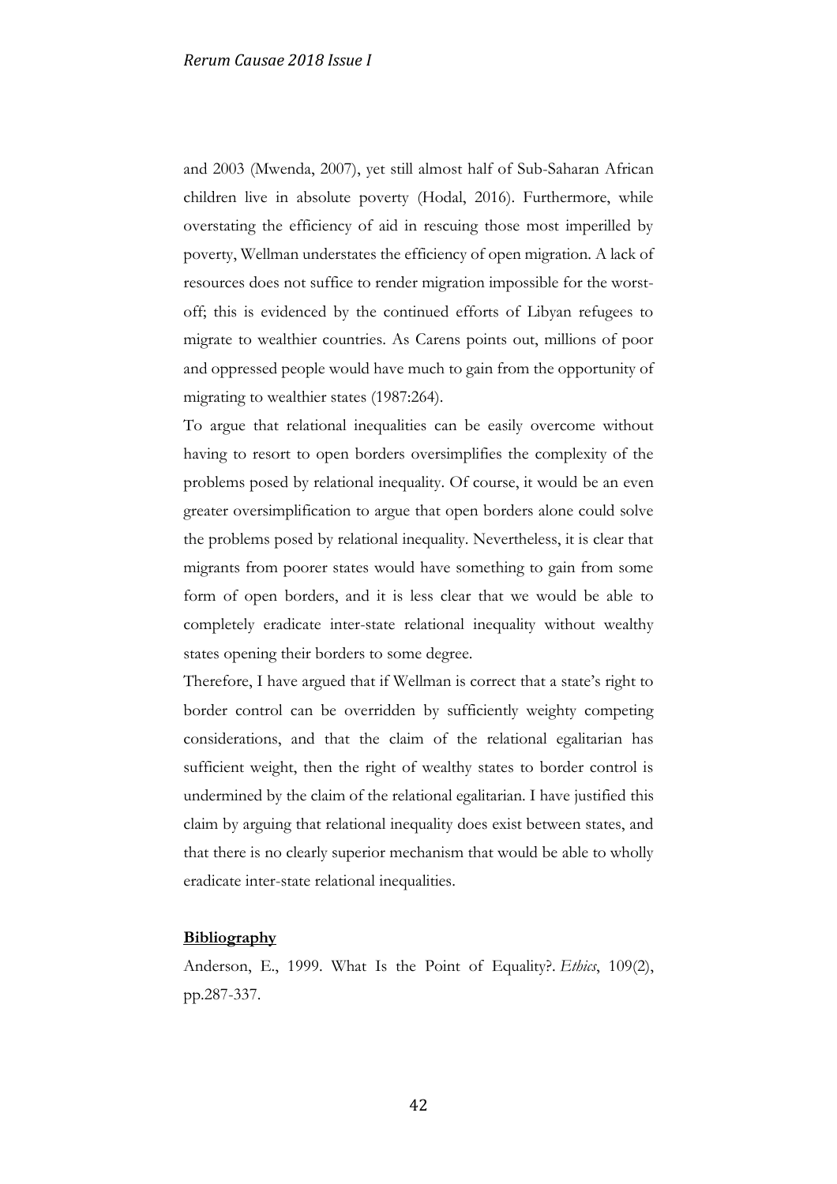and 2003 (Mwenda, 2007), yet still almost half of Sub-Saharan African children live in absolute poverty (Hodal, 2016). Furthermore, while overstating the efficiency of aid in rescuing those most imperilled by poverty, Wellman understates the efficiency of open migration. A lack of resources does not suffice to render migration impossible for the worst-off; this is evidenced by the continued efforts of Libyan refugees to migrate to wealthier countries. As Carens points out, millions of poor and oppressed people would have much to gain from the opportunity of migrating to wealthier states (1987:264).

To argue that relational inequalities can be easily overcome without having to resort to open borders oversimplifies the complexity of the problems posed by relational inequality. Of course, it would be an even greater oversimplification to argue that open borders alone could solve the problems posed by relational inequality. Nevertheless, it is clear that migrants from poorer states would have something to gain from some form of open borders, and it is less clear that we would be able to completely eradicate inter-state relational inequality without wealthy states opening their borders to some degree.

Therefore, I have argued that if Wellman is correct that a state's right to border control can be overridden by sufficiently weighty competing considerations, and that the claim of the relational egalitarian has sufficient weight, then the right of wealthy states to border control is undermined by the claim of the relational egalitarian. I have justified this claim by arguing that relational inequality does exist between states, and that there is no clearly superior mechanism that would be able to wholly eradicate inter-state relational inequalities.

## Bibliography

Anderson, E., 1999. What Is the Point of Equality?. *Ethics*, 109(2), pp.287-337.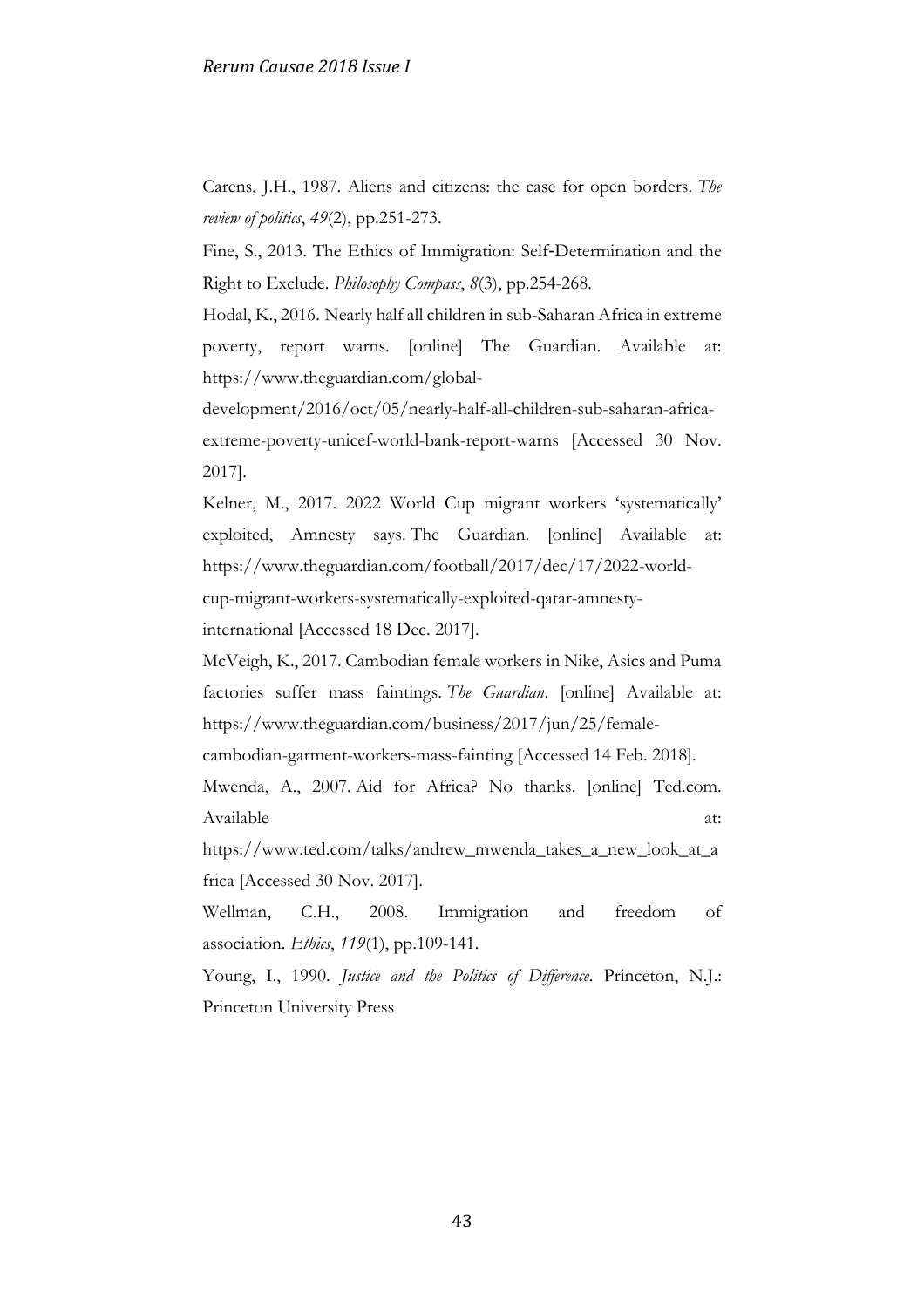Carens, J.H., 1987. Aliens and citizens: the case for open borders. *The review of politics*, *49*(2), pp.251-273.

Fine, S., 2013. The Ethics of Immigration: Self-Determination and the Right to Exclude. *Philosophy Compass*, *8*(3), pp.254-268.

Hodal, K., 2016. Nearly half all children in sub-Saharan Africa in extreme poverty, report warns. [online] The Guardian. Available at: https://www.theguardian.com/global-development/2016/oct/05/nearly-half-all-children-sub-saharan-africa-extreme-poverty-unicef-world-bank-report-warns [Accessed 30 Nov. 2017].

Kelner, M., 2017. 2022 World Cup migrant workers 'systematically' exploited, Amnesty says. The Guardian. [online] Available at: https://www.theguardian.com/football/2017/dec/17/2022-world-cup-migrant-workers-systematically-exploited-qatar-amnesty-international [Accessed 18 Dec. 2017].

McVeigh, K., 2017. Cambodian female workers in Nike, Asics and Puma factories suffer mass faintings. *The Guardian*. [online] Available at: https://www.theguardian.com/business/2017/jun/25/female-cambodian-garment-workers-mass-fainting [Accessed 14 Feb. 2018].

Mwenda, A., 2007. Aid for Africa? No thanks. [online] Ted.com. Available at: https://www.ted.com/talks/andrew_mwenda_takes_a_new_look_at_africa [Accessed 30 Nov. 2017].

Wellman, C.H., 2008. Immigration and freedom of association. *Ethics*, *119*(1), pp.109-141.

Young, I., 1990. *Justice and the Politics of Difference*. Princeton, N.J.: Princeton University Press